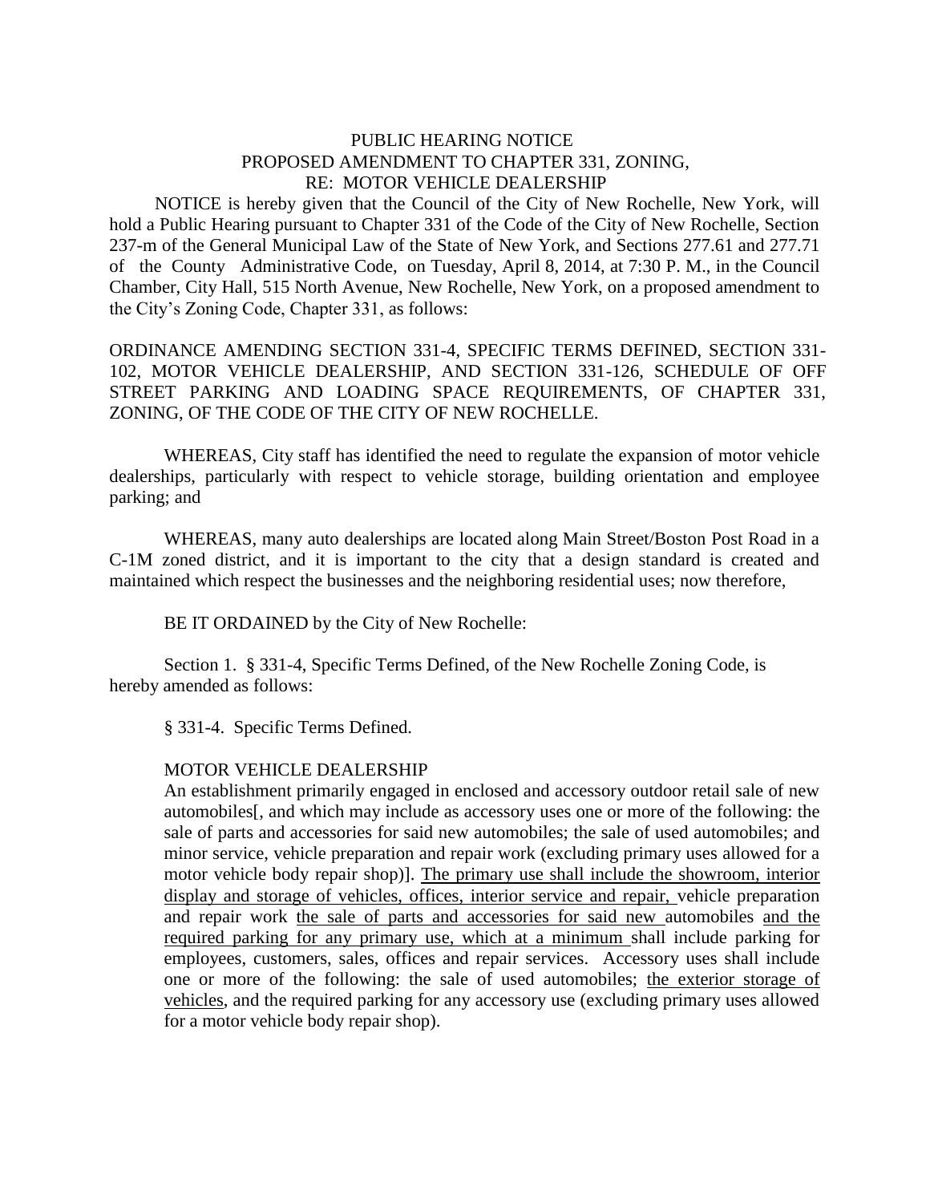PUBLIC HEARING NOTICE
PROPOSED AMENDMENT TO CHAPTER 331, ZONING,
RE: MOTOR VEHICLE DEALERSHIP

NOTICE is hereby given that the Council of the City of New Rochelle, New York, will hold a Public Hearing pursuant to Chapter 331 of the Code of the City of New Rochelle, Section 237-m of the General Municipal Law of the State of New York, and Sections 277.61 and 277.71 of the County Administrative Code, on Tuesday, April 8, 2014, at 7:30 P. M., in the Council Chamber, City Hall, 515 North Avenue, New Rochelle, New York, on a proposed amendment to the City's Zoning Code, Chapter 331, as follows:

ORDINANCE AMENDING SECTION 331-4, SPECIFIC TERMS DEFINED, SECTION 331-102, MOTOR VEHICLE DEALERSHIP, AND SECTION 331-126, SCHEDULE OF OFF STREET PARKING AND LOADING SPACE REQUIREMENTS, OF CHAPTER 331, ZONING, OF THE CODE OF THE CITY OF NEW ROCHELLE.

WHEREAS, City staff has identified the need to regulate the expansion of motor vehicle dealerships, particularly with respect to vehicle storage, building orientation and employee parking; and

WHEREAS, many auto dealerships are located along Main Street/Boston Post Road in a C-1M zoned district, and it is important to the city that a design standard is created and maintained which respect the businesses and the neighboring residential uses; now therefore,

BE IT ORDAINED by the City of New Rochelle:

Section 1. § 331-4, Specific Terms Defined, of the New Rochelle Zoning Code, is hereby amended as follows:

§ 331-4. Specific Terms Defined.

MOTOR VEHICLE DEALERSHIP

An establishment primarily engaged in enclosed and accessory outdoor retail sale of new automobiles[, and which may include as accessory uses one or more of the following: the sale of parts and accessories for said new automobiles; the sale of used automobiles; and minor service, vehicle preparation and repair work (excluding primary uses allowed for a motor vehicle body repair shop)]. <u>The primary use shall include the showroom, interior display and storage of vehicles, offices, interior service and repair,</u> vehicle preparation and repair work <u>the sale of parts and accessories for said new</u> automobiles <u>and the required parking for any primary use, which at a minimum</u> shall include parking for employees, customers, sales, offices and repair services. Accessory uses shall include one or more of the following: the sale of used automobiles; <u>the exterior storage of vehicles</u>, and the required parking for any accessory use (excluding primary uses allowed for a motor vehicle body repair shop).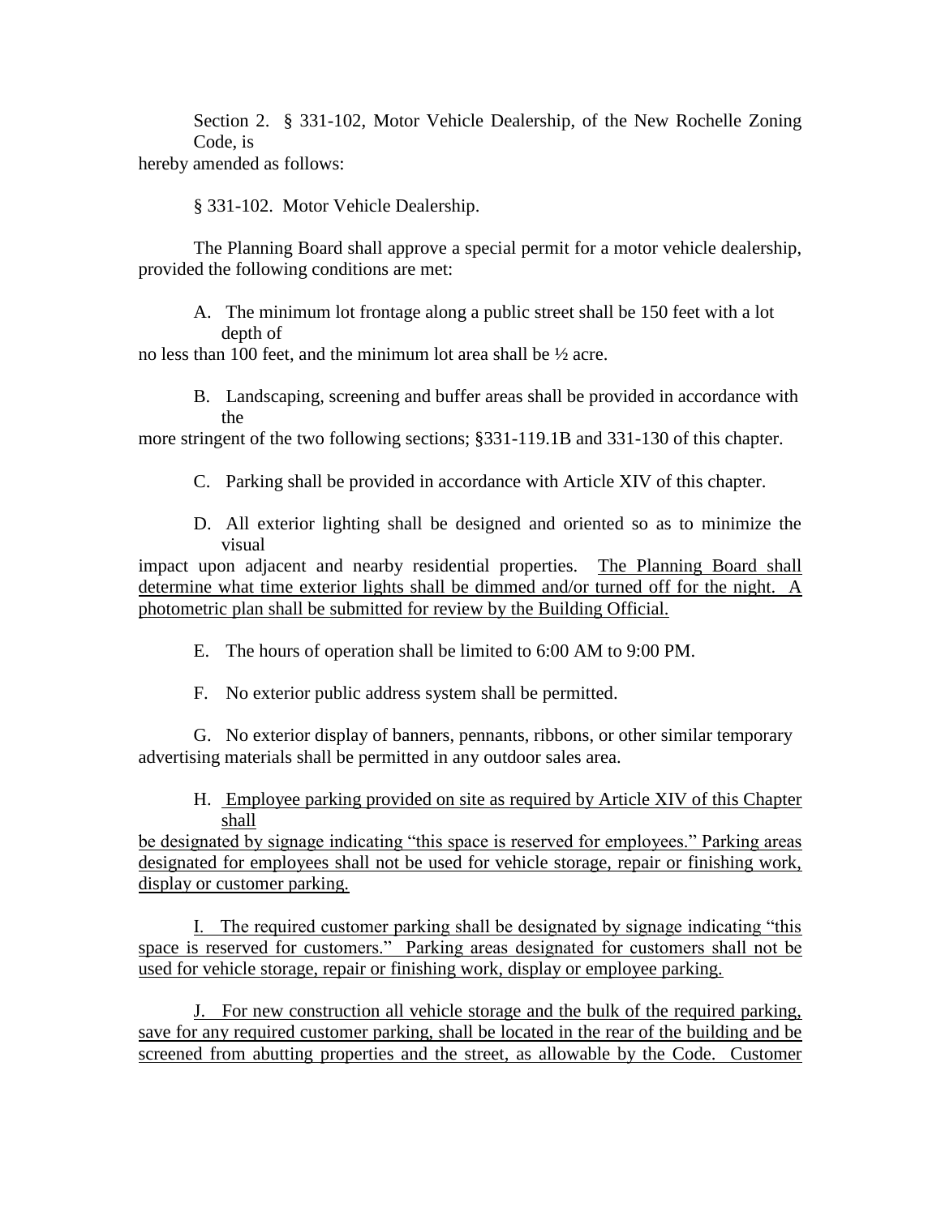Section 2. § 331-102, Motor Vehicle Dealership, of the New Rochelle Zoning Code, is hereby amended as follows:

§ 331-102. Motor Vehicle Dealership.

The Planning Board shall approve a special permit for a motor vehicle dealership, provided the following conditions are met:

A. The minimum lot frontage along a public street shall be 150 feet with a lot depth of no less than 100 feet, and the minimum lot area shall be ½ acre.

B. Landscaping, screening and buffer areas shall be provided in accordance with the more stringent of the two following sections; §331-119.1B and 331-130 of this chapter.

C. Parking shall be provided in accordance with Article XIV of this chapter.

D. All exterior lighting shall be designed and oriented so as to minimize the visual impact upon adjacent and nearby residential properties. <u>The Planning Board shall determine what time exterior lights shall be dimmed and/or turned off for the night. A photometric plan shall be submitted for review by the Building Official.</u>

E. The hours of operation shall be limited to 6:00 AM to 9:00 PM.

F. No exterior public address system shall be permitted.

G. No exterior display of banners, pennants, ribbons, or other similar temporary advertising materials shall be permitted in any outdoor sales area.

<u>H. Employee parking provided on site as required by Article XIV of this Chapter shall be designated by signage indicating "this space is reserved for employees." Parking areas designated for employees shall not be used for vehicle storage, repair or finishing work, display or customer parking.</u>

<u>I. The required customer parking shall be designated by signage indicating "this space is reserved for customers." Parking areas designated for customers shall not be used for vehicle storage, repair or finishing work, display or employee parking.</u>

<u>J. For new construction all vehicle storage and the bulk of the required parking, save for any required customer parking, shall be located in the rear of the building and be screened from abutting properties and the street, as allowable by the Code. Customer</u>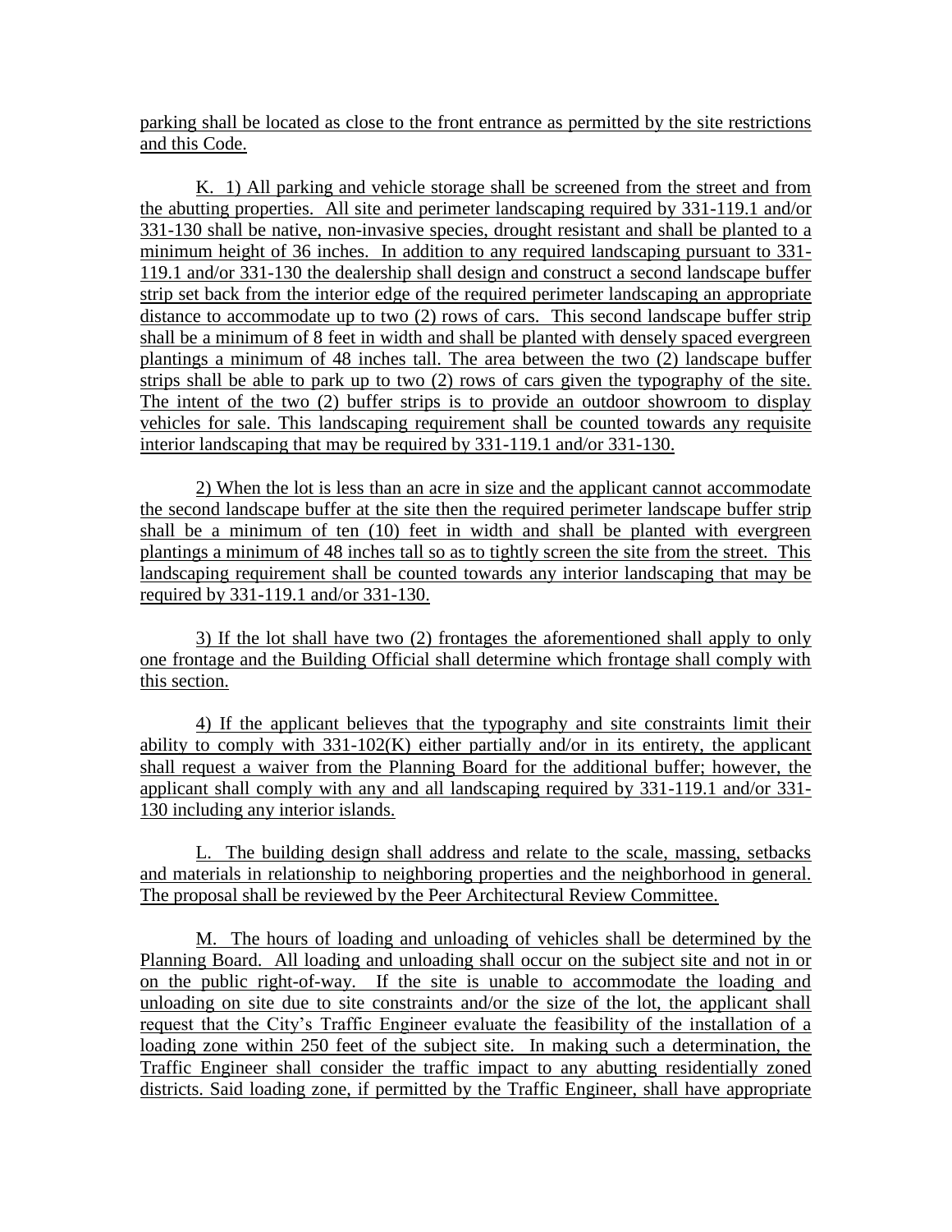parking shall be located as close to the front entrance as permitted by the site restrictions and this Code.

K. 1) All parking and vehicle storage shall be screened from the street and from the abutting properties. All site and perimeter landscaping required by 331-119.1 and/or 331-130 shall be native, non-invasive species, drought resistant and shall be planted to a minimum height of 36 inches. In addition to any required landscaping pursuant to 331-119.1 and/or 331-130 the dealership shall design and construct a second landscape buffer strip set back from the interior edge of the required perimeter landscaping an appropriate distance to accommodate up to two (2) rows of cars. This second landscape buffer strip shall be a minimum of 8 feet in width and shall be planted with densely spaced evergreen plantings a minimum of 48 inches tall. The area between the two (2) landscape buffer strips shall be able to park up to two (2) rows of cars given the typography of the site. The intent of the two (2) buffer strips is to provide an outdoor showroom to display vehicles for sale. This landscaping requirement shall be counted towards any requisite interior landscaping that may be required by 331-119.1 and/or 331-130.

2) When the lot is less than an acre in size and the applicant cannot accommodate the second landscape buffer at the site then the required perimeter landscape buffer strip shall be a minimum of ten (10) feet in width and shall be planted with evergreen plantings a minimum of 48 inches tall so as to tightly screen the site from the street. This landscaping requirement shall be counted towards any interior landscaping that may be required by 331-119.1 and/or 331-130.

3) If the lot shall have two (2) frontages the aforementioned shall apply to only one frontage and the Building Official shall determine which frontage shall comply with this section.

4) If the applicant believes that the typography and site constraints limit their ability to comply with 331-102(K) either partially and/or in its entirety, the applicant shall request a waiver from the Planning Board for the additional buffer; however, the applicant shall comply with any and all landscaping required by 331-119.1 and/or 331-130 including any interior islands.

L. The building design shall address and relate to the scale, massing, setbacks and materials in relationship to neighboring properties and the neighborhood in general. The proposal shall be reviewed by the Peer Architectural Review Committee.

M. The hours of loading and unloading of vehicles shall be determined by the Planning Board. All loading and unloading shall occur on the subject site and not in or on the public right-of-way. If the site is unable to accommodate the loading and unloading on site due to site constraints and/or the size of the lot, the applicant shall request that the City's Traffic Engineer evaluate the feasibility of the installation of a loading zone within 250 feet of the subject site. In making such a determination, the Traffic Engineer shall consider the traffic impact to any abutting residentially zoned districts. Said loading zone, if permitted by the Traffic Engineer, shall have appropriate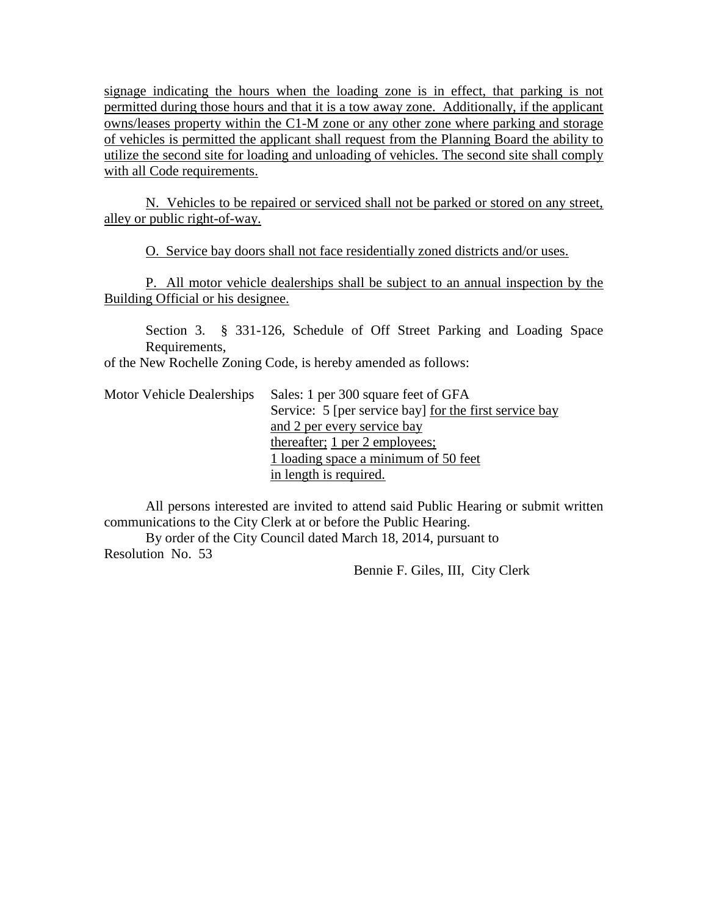signage indicating the hours when the loading zone is in effect, that parking is not permitted during those hours and that it is a tow away zone. Additionally, if the applicant owns/leases property within the C1-M zone or any other zone where parking and storage of vehicles is permitted the applicant shall request from the Planning Board the ability to utilize the second site for loading and unloading of vehicles. The second site shall comply with all Code requirements.

N. Vehicles to be repaired or serviced shall not be parked or stored on any street, alley or public right-of-way.

O. Service bay doors shall not face residentially zoned districts and/or uses.

P. All motor vehicle dealerships shall be subject to an annual inspection by the Building Official or his designee.

Section 3. § 331-126, Schedule of Off Street Parking and Loading Space Requirements,

of the New Rochelle Zoning Code, is hereby amended as follows:

| | |
|---|---|
| Motor Vehicle Dealerships | Sales: 1 per 300 square feet of GFA<br>Service: 5 [per service bay] for the first service bay and 2 per every service bay thereafter; 1 per 2 employees; 1 loading space a minimum of 50 feet in length is required. |

All persons interested are invited to attend said Public Hearing or submit written communications to the City Clerk at or before the Public Hearing.

By order of the City Council dated March 18, 2014, pursuant to Resolution No. 53

Bennie F. Giles, III, City Clerk